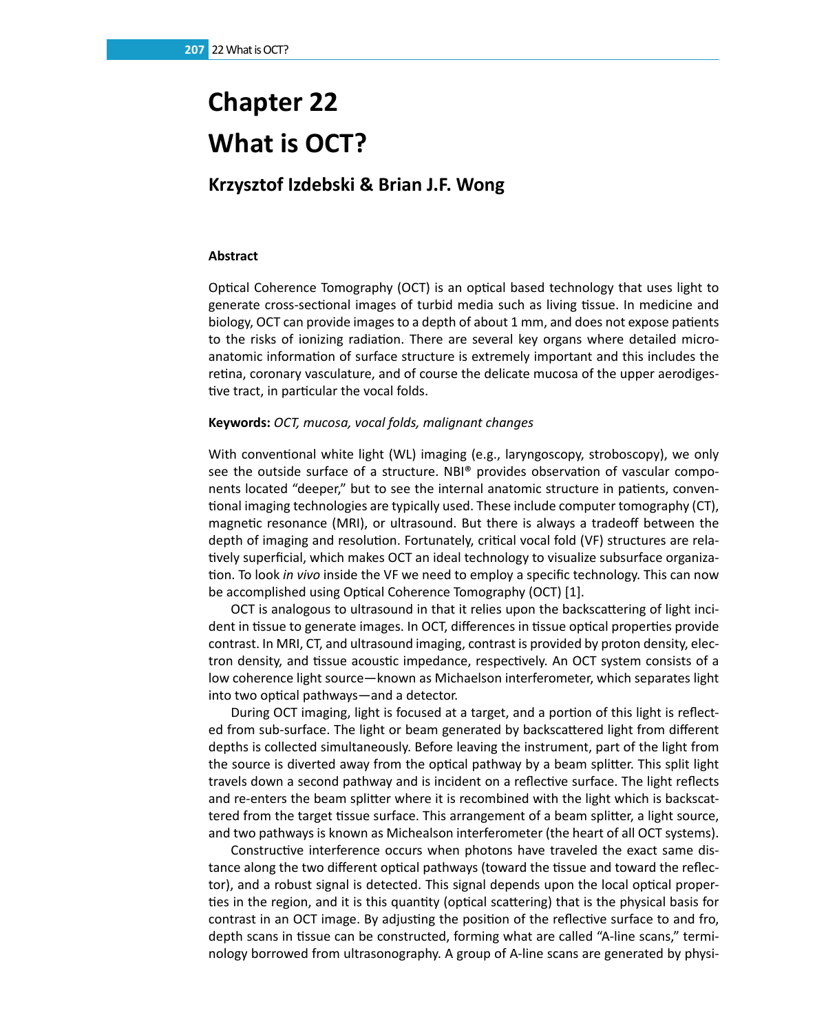# Chapter 22

# What is OCT?

## Krzysztof Izdebski & Brian J.F. Wong

### Abstract

Optical Coherence Tomography (OCT) is an optical based technology that uses light to generate cross-sectional images of turbid media such as living tissue. In medicine and biology, OCT can provide images to a depth of about 1 mm, and does not expose patients to the risks of ionizing radiation. There are several key organs where detailed micro-anatomic information of surface structure is extremely important and this includes the retina, coronary vasculature, and of course the delicate mucosa of the upper aerodigestive tract, in particular the vocal folds.

**Keywords:** *OCT, mucosa, vocal folds, malignant changes*

With conventional white light (WL) imaging (e.g., laryngoscopy, stroboscopy), we only see the outside surface of a structure. NBI® provides observation of vascular components located "deeper," but to see the internal anatomic structure in patients, conventional imaging technologies are typically used. These include computer tomography (CT), magnetic resonance (MRI), or ultrasound. But there is always a tradeoff between the depth of imaging and resolution. Fortunately, critical vocal fold (VF) structures are relatively superficial, which makes OCT an ideal technology to visualize subsurface organization. To look *in vivo* inside the VF we need to employ a specific technology. This can now be accomplished using Optical Coherence Tomography (OCT) [1].

OCT is analogous to ultrasound in that it relies upon the backscattering of light incident in tissue to generate images. In OCT, differences in tissue optical properties provide contrast. In MRI, CT, and ultrasound imaging, contrast is provided by proton density, electron density, and tissue acoustic impedance, respectively. An OCT system consists of a low coherence light source—known as Michaelson interferometer, which separates light into two optical pathways—and a detector.

During OCT imaging, light is focused at a target, and a portion of this light is reflected from sub-surface. The light or beam generated by backscattered light from different depths is collected simultaneously. Before leaving the instrument, part of the light from the source is diverted away from the optical pathway by a beam splitter. This split light travels down a second pathway and is incident on a reflective surface. The light reflects and re-enters the beam splitter where it is recombined with the light which is backscattered from the target tissue surface. This arrangement of a beam splitter, a light source, and two pathways is known as Michealson interferometer (the heart of all OCT systems).

Constructive interference occurs when photons have traveled the exact same distance along the two different optical pathways (toward the tissue and toward the reflector), and a robust signal is detected. This signal depends upon the local optical properties in the region, and it is this quantity (optical scattering) that is the physical basis for contrast in an OCT image. By adjusting the position of the reflective surface to and fro, depth scans in tissue can be constructed, forming what are called "A-line scans," terminology borrowed from ultrasonography. A group of A-line scans are generated by physi-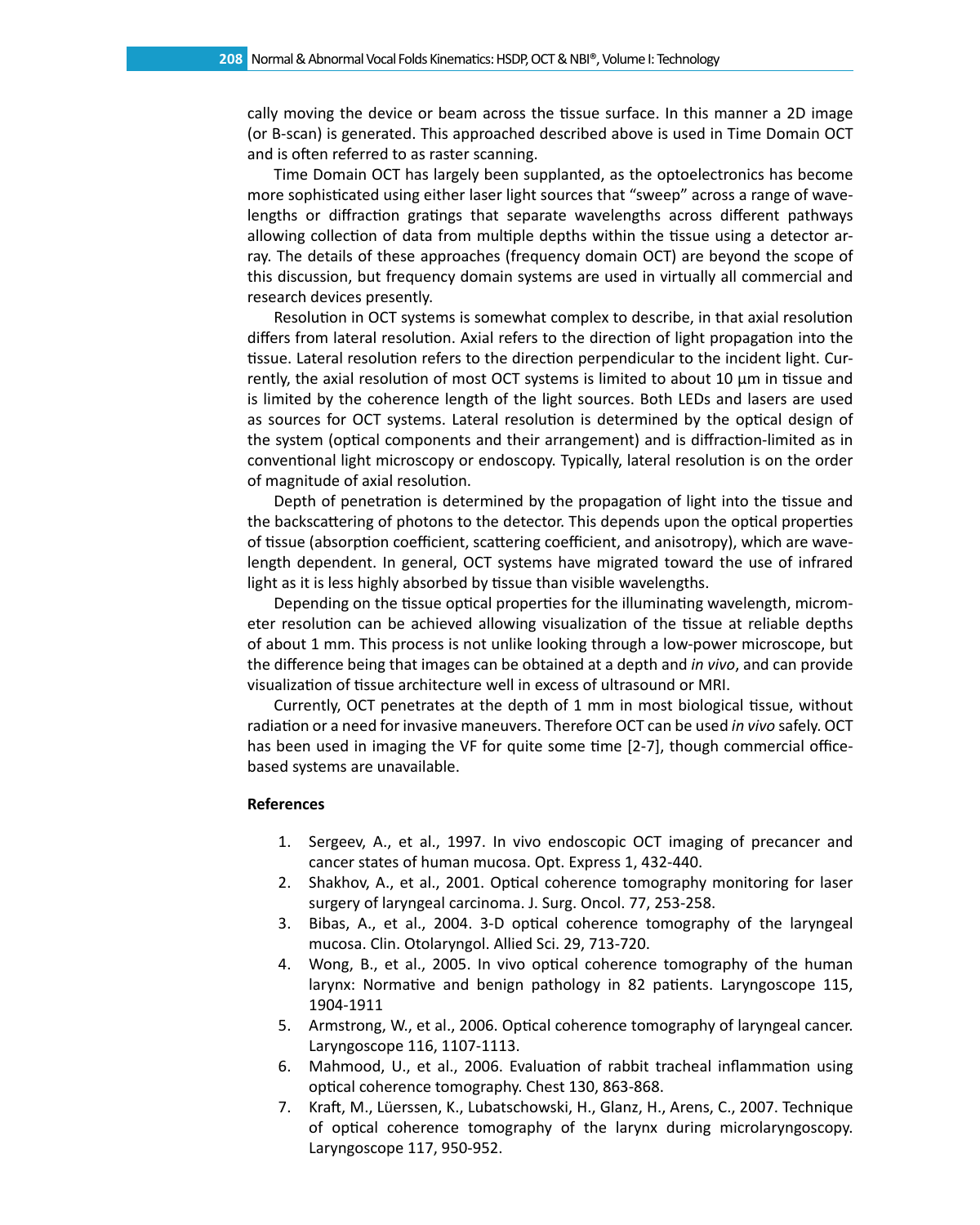cally moving the device or beam across the tissue surface. In this manner a 2D image (or B-scan) is generated. This approached described above is used in Time Domain OCT and is often referred to as raster scanning.

Time Domain OCT has largely been supplanted, as the optoelectronics has become more sophisticated using either laser light sources that "sweep" across a range of wavelengths or diffraction gratings that separate wavelengths across different pathways allowing collection of data from multiple depths within the tissue using a detector array. The details of these approaches (frequency domain OCT) are beyond the scope of this discussion, but frequency domain systems are used in virtually all commercial and research devices presently.

Resolution in OCT systems is somewhat complex to describe, in that axial resolution differs from lateral resolution. Axial refers to the direction of light propagation into the tissue. Lateral resolution refers to the direction perpendicular to the incident light. Currently, the axial resolution of most OCT systems is limited to about 10 µm in tissue and is limited by the coherence length of the light sources. Both LEDs and lasers are used as sources for OCT systems. Lateral resolution is determined by the optical design of the system (optical components and their arrangement) and is diffraction-limited as in conventional light microscopy or endoscopy. Typically, lateral resolution is on the order of magnitude of axial resolution.

Depth of penetration is determined by the propagation of light into the tissue and the backscattering of photons to the detector. This depends upon the optical properties of tissue (absorption coefficient, scattering coefficient, and anisotropy), which are wavelength dependent. In general, OCT systems have migrated toward the use of infrared light as it is less highly absorbed by tissue than visible wavelengths.

Depending on the tissue optical properties for the illuminating wavelength, micrometer resolution can be achieved allowing visualization of the tissue at reliable depths of about 1 mm. This process is not unlike looking through a low-power microscope, but the difference being that images can be obtained at a depth and *in vivo*, and can provide visualization of tissue architecture well in excess of ultrasound or MRI.

Currently, OCT penetrates at the depth of 1 mm in most biological tissue, without radiation or a need for invasive maneuvers. Therefore OCT can be used *in vivo* safely. OCT has been used in imaging the VF for quite some time [2-7], though commercial office-based systems are unavailable.

**References**

1. Sergeev, A., et al., 1997. In vivo endoscopic OCT imaging of precancer and cancer states of human mucosa. Opt. Express 1, 432-440.
2. Shakhov, A., et al., 2001. Optical coherence tomography monitoring for laser surgery of laryngeal carcinoma. J. Surg. Oncol. 77, 253-258.
3. Bibas, A., et al., 2004. 3-D optical coherence tomography of the laryngeal mucosa. Clin. Otolaryngol. Allied Sci. 29, 713-720.
4. Wong, B., et al., 2005. In vivo optical coherence tomography of the human larynx: Normative and benign pathology in 82 patients. Laryngoscope 115, 1904-1911
5. Armstrong, W., et al., 2006. Optical coherence tomography of laryngeal cancer. Laryngoscope 116, 1107-1113.
6. Mahmood, U., et al., 2006. Evaluation of rabbit tracheal inflammation using optical coherence tomography. Chest 130, 863-868.
7. Kraft, M., Lüerssen, K., Lubatschowski, H., Glanz, H., Arens, C., 2007. Technique of optical coherence tomography of the larynx during microlaryngoscopy. Laryngoscope 117, 950-952.